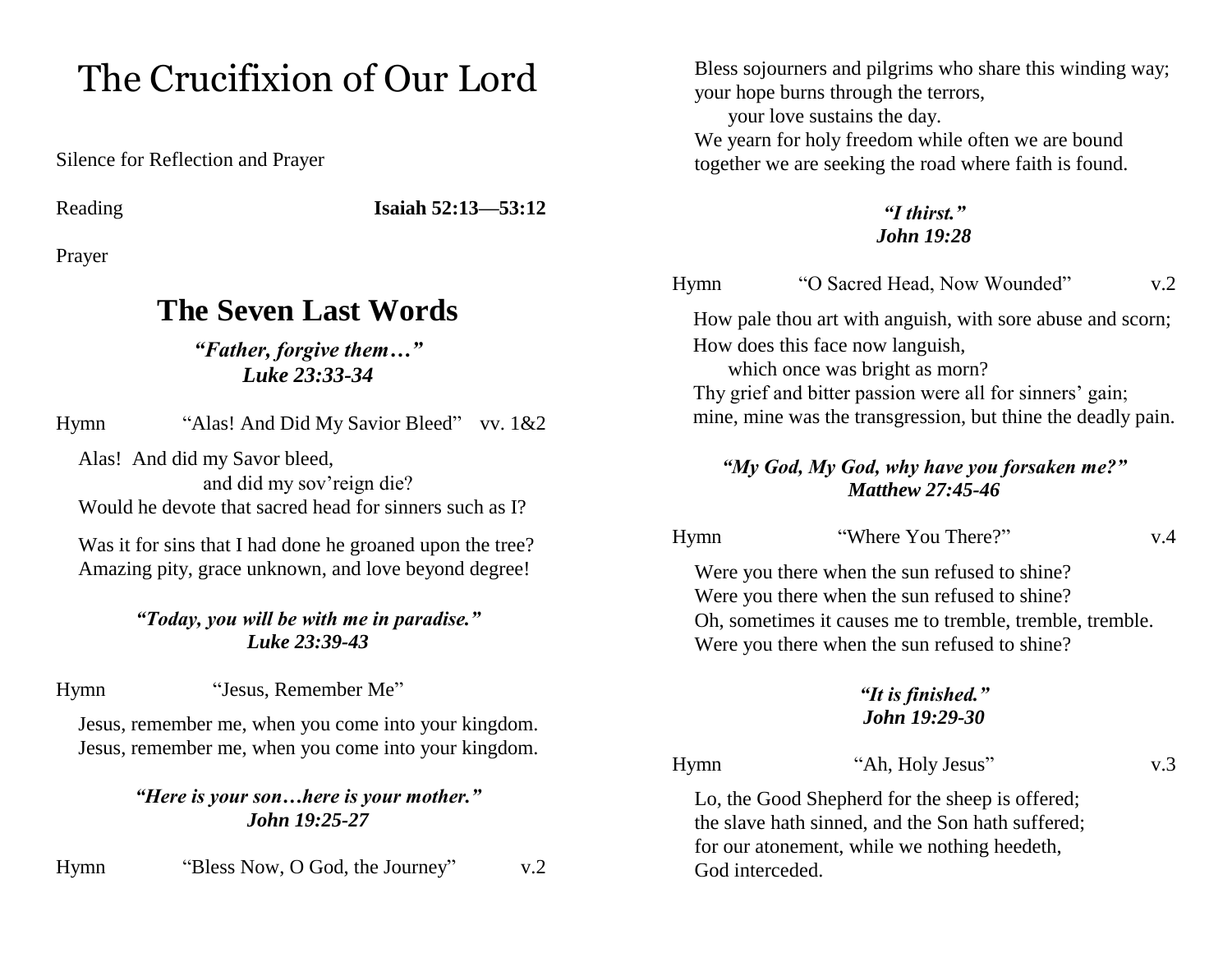# The Crucifixion of Our Lord

Silence for Reflection and Prayer

Reading **Isaiah 52:13—53:12**

Prayer

## The Seven Last Words

***"Father, forgive them…"***
***Luke 23:33-34***

Hymn "Alas! And Did My Savior Bleed" vv. 1&2

Alas! And did my Savor bleed,
and did my sov'reign die?
Would he devote that sacred head for sinners such as I?

Was it for sins that I had done he groaned upon the tree?
Amazing pity, grace unknown, and love beyond degree!

***"Today, you will be with me in paradise."***
***Luke 23:39-43***

Hymn "Jesus, Remember Me"

Jesus, remember me, when you come into your kingdom.
Jesus, remember me, when you come into your kingdom.

***"Here is your son…here is your mother."***
***John 19:25-27***

Hymn "Bless Now, O God, the Journey" v.2

Bless sojourners and pilgrims who share this winding way;
your hope burns through the terrors,
your love sustains the day.
We yearn for holy freedom while often we are bound
together we are seeking the road where faith is found.

***"I thirst."***
***John 19:28***

Hymn "O Sacred Head, Now Wounded" v.2

How pale thou art with anguish, with sore abuse and scorn;
How does this face now languish,
which once was bright as morn?
Thy grief and bitter passion were all for sinners' gain;
mine, mine was the transgression, but thine the deadly pain.

***"My God, My God, why have you forsaken me?"***
***Matthew 27:45-46***

Hymn "Where You There?" v.4

Were you there when the sun refused to shine?
Were you there when the sun refused to shine?
Oh, sometimes it causes me to tremble, tremble, tremble.
Were you there when the sun refused to shine?

***"It is finished."***
***John 19:29-30***

Hymn "Ah, Holy Jesus" v.3

Lo, the Good Shepherd for the sheep is offered;
the slave hath sinned, and the Son hath suffered;
for our atonement, while we nothing heedeth,
God interceded.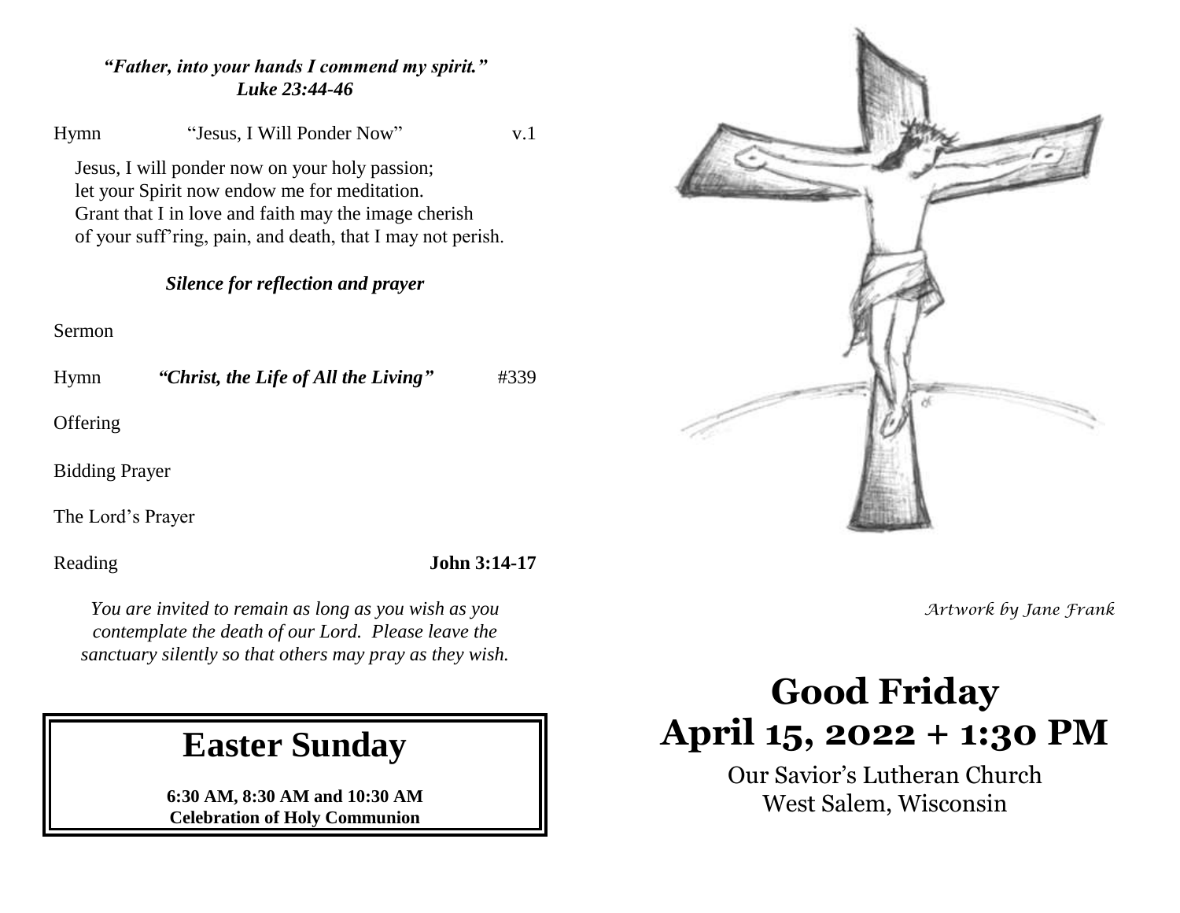***"Father, into your hands I commend my spirit."***
***Luke 23:44-46***

Hymn "Jesus, I Will Ponder Now" v.1

Jesus, I will ponder now on your holy passion;
let your Spirit now endow me for meditation.
Grant that I in love and faith may the image cherish
of your suff'ring, pain, and death, that I may not perish.

***Silence for reflection and prayer***

Sermon

Hymn ***"Christ, the Life of All the Living"*** #339

Offering

Bidding Prayer

The Lord's Prayer

Reading **John 3:14-17**

*You are invited to remain as long as you wish as you contemplate the death of our Lord. Please leave the sanctuary silently so that others may pray as they wish.*

## Easter Sunday

**6:30 AM, 8:30 AM and 10:30 AM**
**Celebration of Holy Communion**

*Artwork by Jane Frank*

# Good Friday
# April 15, 2022 + 1:30 PM

Our Savior's Lutheran Church
West Salem, Wisconsin